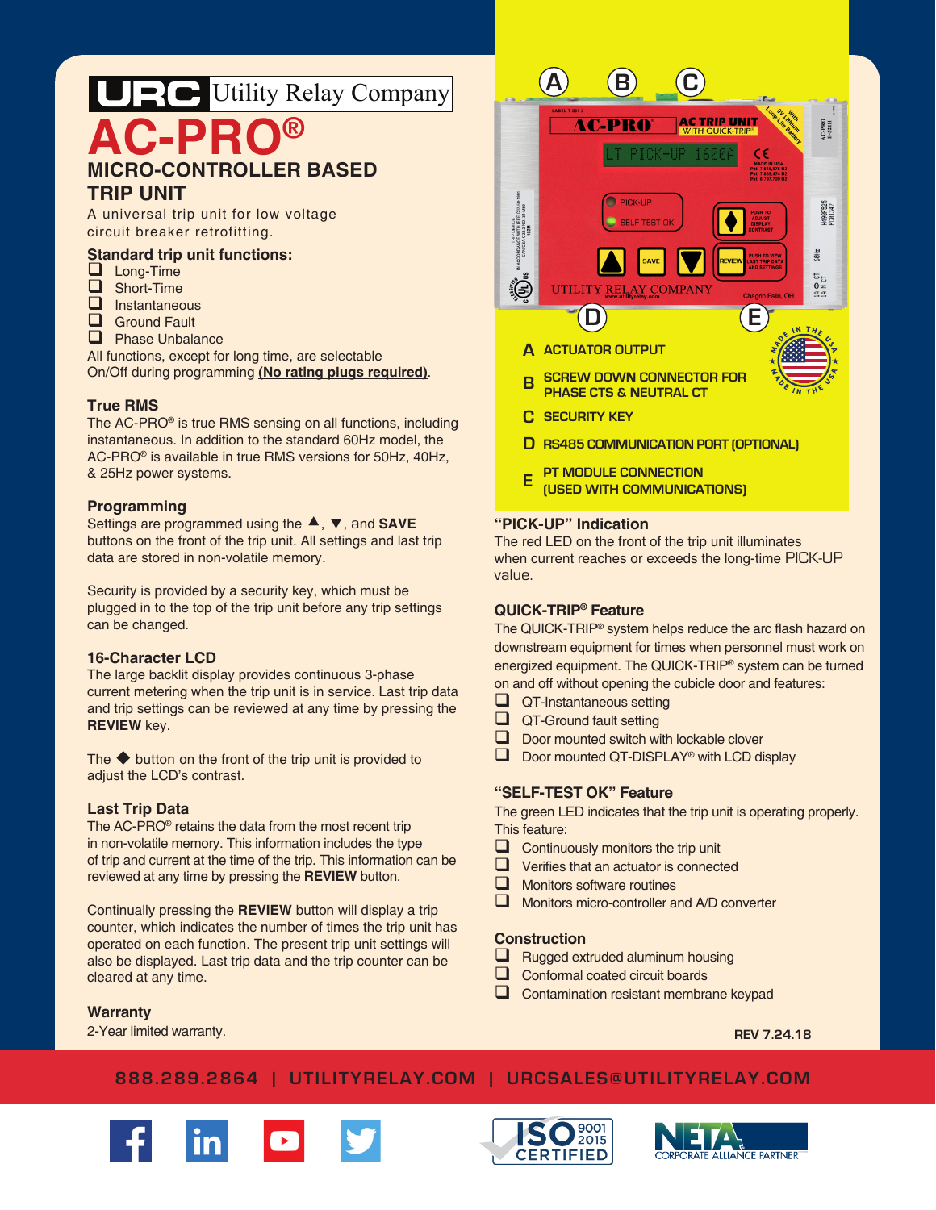URC Utility Relay Company

# AC-PRO®

## MICRO-CONTROLLER BASED TRIP UNIT

A universal trip unit for low voltage circuit breaker retrofitting.

### Standard trip unit functions:

- ❑ Long-Time
- ❑ Short-Time
- ❑ Instantaneous
- ❑ Ground Fault
- ❑ Phase Unbalance

All functions, except for long time, are selectable On/Off during programming **(No rating plugs required)**.

### True RMS

The AC-PRO® is true RMS sensing on all functions, including instantaneous. In addition to the standard 60Hz model, the AC-PRO® is available in true RMS versions for 50Hz, 40Hz, & 25Hz power systems.

### Programming

Settings are programmed using the ▲, ▼, and **SAVE** buttons on the front of the trip unit. All settings and last trip data are stored in non-volatile memory.

Security is provided by a security key, which must be plugged in to the top of the trip unit before any trip settings can be changed.

### 16-Character LCD

The large backlit display provides continuous 3-phase current metering when the trip unit is in service. Last trip data and trip settings can be reviewed at any time by pressing the **REVIEW** key.

The ◆ button on the front of the trip unit is provided to adjust the LCD's contrast.

### Last Trip Data

The AC-PRO® retains the data from the most recent trip in non-volatile memory. This information includes the type of trip and current at the time of the trip. This information can be reviewed at any time by pressing the **REVIEW** button.

Continually pressing the **REVIEW** button will display a trip counter, which indicates the number of times the trip unit has operated on each function. The present trip unit settings will also be displayed. Last trip data and the trip counter can be cleared at any time.

### Warranty

2-Year limited warranty.

- **A** ACTUATOR OUTPUT
- **B** SCREW DOWN CONNECTOR FOR PHASE CTS & NEUTRAL CT
- **C** SECURITY KEY
- **D** RS485 COMMUNICATION PORT (OPTIONAL)
- **E** PT MODULE CONNECTION (USED WITH COMMUNICATIONS)

MADE IN THE USA

### "PICK-UP" Indication

The red LED on the front of the trip unit illuminates when current reaches or exceeds the long-time PICK-UP value.

### QUICK-TRIP® Feature

The QUICK-TRIP® system helps reduce the arc flash hazard on downstream equipment for times when personnel must work on energized equipment. The QUICK-TRIP® system can be turned on and off without opening the cubicle door and features:

- ❑ QT-Instantaneous setting
- ❑ QT-Ground fault setting
- ❑ Door mounted switch with lockable clover
- ❑ Door mounted QT-DISPLAY® with LCD display

### "SELF-TEST OK" Feature

The green LED indicates that the trip unit is operating properly. This feature:

- ❑ Continuously monitors the trip unit
- ❑ Verifies that an actuator is connected
- ❑ Monitors software routines
- ❑ Monitors micro-controller and A/D converter

### Construction

- ❑ Rugged extruded aluminum housing
- ❑ Conformal coated circuit boards
- ❑ Contamination resistant membrane keypad

REV 7.24.18

888.289.2864 | UTILITYRELAY.COM | URCSALES@UTILITYRELAY.COM

ISO 9001 2015 CERTIFIED

NETA CORPORATE ALLIANCE PARTNER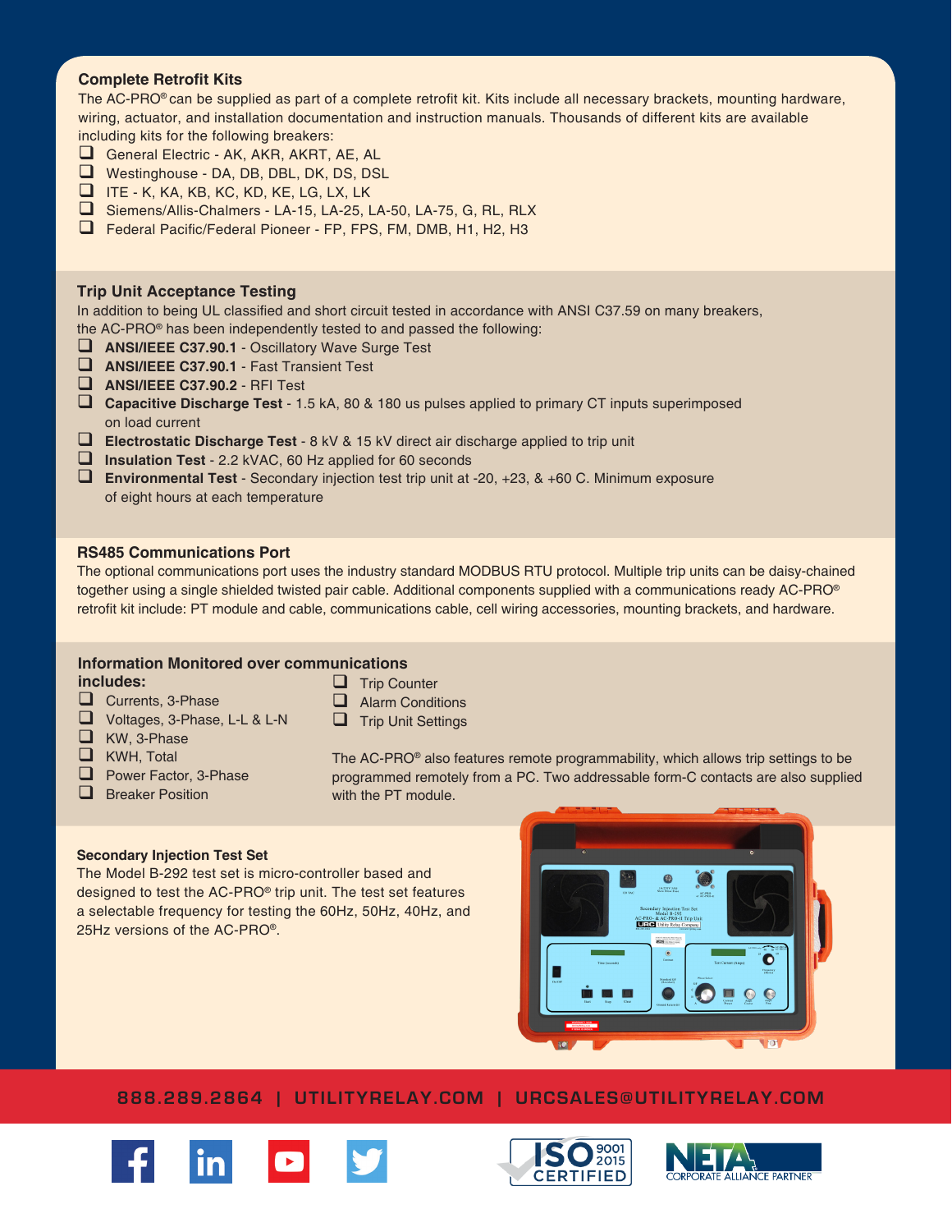## Complete Retrofit Kits

The AC-PRO® can be supplied as part of a complete retrofit kit. Kits include all necessary brackets, mounting hardware, wiring, actuator, and installation documentation and instruction manuals. Thousands of different kits are available including kits for the following breakers:

- General Electric - AK, AKR, AKRT, AE, AL
- Westinghouse - DA, DB, DBL, DK, DS, DSL
- ITE - K, KA, KB, KC, KD, KE, LG, LX, LK
- Siemens/Allis-Chalmers - LA-15, LA-25, LA-50, LA-75, G, RL, RLX
- Federal Pacific/Federal Pioneer - FP, FPS, FM, DMB, H1, H2, H3

## Trip Unit Acceptance Testing

In addition to being UL classified and short circuit tested in accordance with ANSI C37.59 on many breakers, the AC-PRO® has been independently tested to and passed the following:

- **ANSI/IEEE C37.90.1** - Oscillatory Wave Surge Test
- **ANSI/IEEE C37.90.1** - Fast Transient Test
- **ANSI/IEEE C37.90.2** - RFI Test
- **Capacitive Discharge Test** - 1.5 kA, 80 & 180 us pulses applied to primary CT inputs superimposed on load current
- **Electrostatic Discharge Test** - 8 kV & 15 kV direct air discharge applied to trip unit
- **Insulation Test** - 2.2 kVAC, 60 Hz applied for 60 seconds
- **Environmental Test** - Secondary injection test trip unit at -20, +23, & +60 C. Minimum exposure of eight hours at each temperature

## RS485 Communications Port

The optional communications port uses the industry standard MODBUS RTU protocol. Multiple trip units can be daisy-chained together using a single shielded twisted pair cable. Additional components supplied with a communications ready AC-PRO® retrofit kit include: PT module and cable, communications cable, cell wiring accessories, mounting brackets, and hardware.

## Information Monitored over communications includes:

- Currents, 3-Phase
- Voltages, 3-Phase, L-L & L-N
- KW, 3-Phase
- KWH, Total
- Power Factor, 3-Phase
- Breaker Position
- Trip Counter
- Alarm Conditions
- Trip Unit Settings

The AC-PRO® also features remote programmability, which allows trip settings to be programmed remotely from a PC. Two addressable form-C contacts are also supplied with the PT module.

## Secondary Injection Test Set

The Model B-292 test set is micro-controller based and designed to test the AC-PRO® trip unit. The test set features a selectable frequency for testing the 60Hz, 50Hz, 40Hz, and 25Hz versions of the AC-PRO®.

888.289.2864 | UTILITYRELAY.COM | URCSALES@UTILITYRELAY.COM